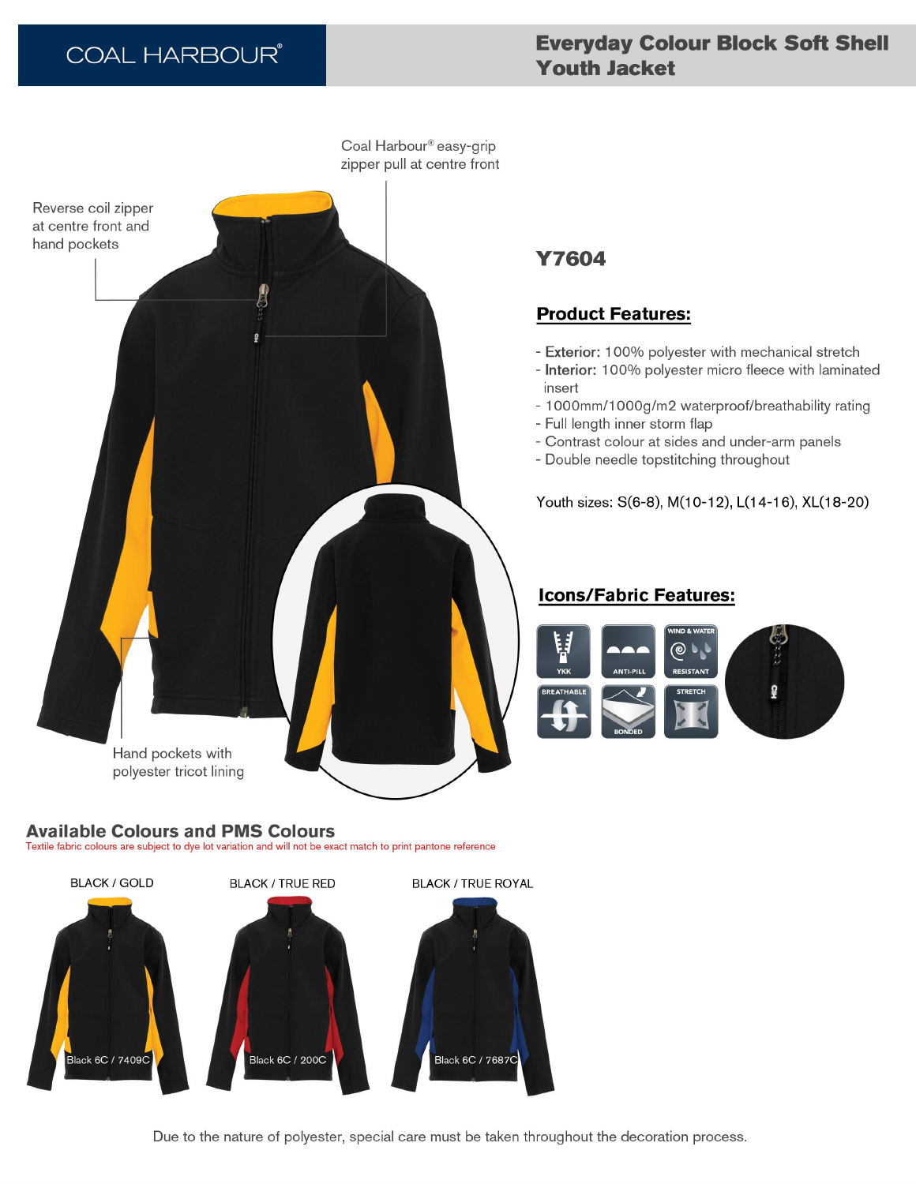COAL HARBOUR®

# Everyday Colour Block Soft Shell Youth Jacket

Coal Harbour® easy-grip zipper pull at centre front

Reverse coil zipper at centre front and hand pockets

Hand pockets with polyester tricot lining

## Y7604

### Product Features:

- Exterior: 100% polyester with mechanical stretch
- Interior: 100% polyester micro fleece with laminated insert
- 1000mm/1000g/m2 waterproof/breathability rating
- Full length inner storm flap
- Contrast colour at sides and under-arm panels
- Double needle topstitching throughout

Youth sizes: S(6-8), M(10-12), L(14-16), XL(18-20)

### Icons/Fabric Features:

YKK, ANTI-PILL, WIND & WATER RESISTANT, BREATHABLE, BONDED, STRETCH

## Available Colours and PMS Colours

Textile fabric colours are subject to dye lot variation and will not be exact match to print pantone reference

| BLACK / GOLD | BLACK / TRUE RED | BLACK / TRUE ROYAL |
| --- | --- | --- |
| Black 6C / 7409C | Black 6C / 200C | Black 6C / 7687C |

Due to the nature of polyester, special care must be taken throughout the decoration process.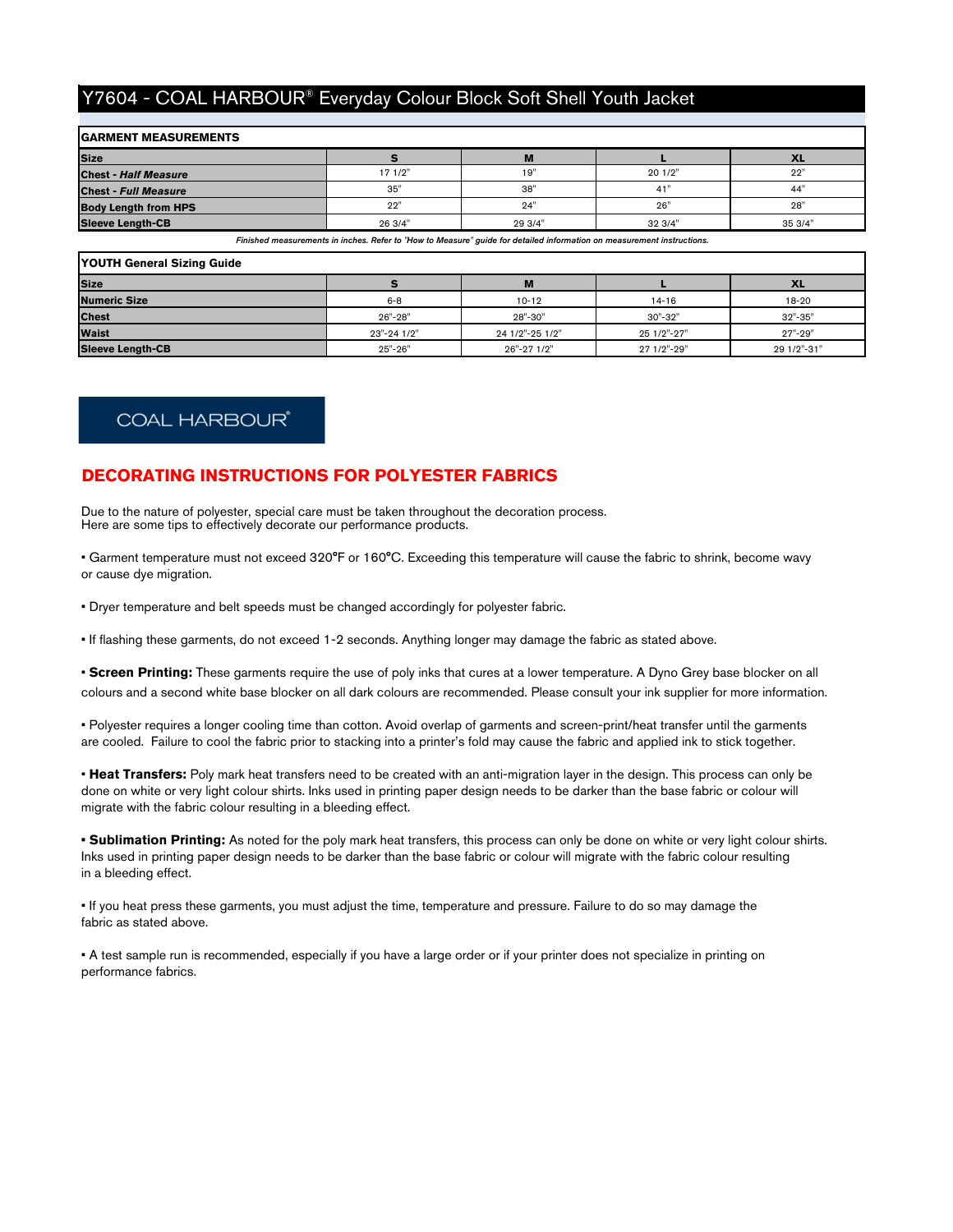# Y7604 - COAL HARBOUR® Everyday Colour Block Soft Shell Youth Jacket

**GARMENT MEASUREMENTS**

| Size | S | M | L | XL |
|---|---|---|---|---|
| **Chest - *Half Measure*** | 17 1/2" | 19" | 20 1/2" | 22" |
| **Chest - *Full Measure*** | 35" | 38" | 41" | 44" |
| **Body Length from HPS** | 22" | 24" | 26" | 28" |
| **Sleeve Length-CB** | 26 3/4" | 29 3/4" | 32 3/4" | 35 3/4" |

***Finished measurements in inches. Refer to "How to Measure" guide for detailed information on measurement instructions.***

**YOUTH General Sizing Guide**

| Size | S | M | L | XL |
|---|---|---|---|---|
| **Numeric Size** | 6-8 | 10-12 | 14-16 | 18-20 |
| **Chest** | 26"-28" | 28"-30" | 30"-32" | 32"-35" |
| **Waist** | 23"-24 1/2" | 24 1/2"-25 1/2" | 25 1/2"-27" | 27"-29" |
| **Sleeve Length-CB** | 25"-26" | 26"-27 1/2" | 27 1/2"-29" | 29 1/2"-31" |

COAL HARBOUR®

## DECORATING INSTRUCTIONS FOR POLYESTER FABRICS

Due to the nature of polyester, special care must be taken throughout the decoration process.
Here are some tips to effectively decorate our performance products.

▪ Garment temperature must not exceed 320°F or 160°C. Exceeding this temperature will cause the fabric to shrink, become wavy or cause dye migration.

▪ Dryer temperature and belt speeds must be changed accordingly for polyester fabric.

▪ If flashing these garments, do not exceed 1-2 seconds. Anything longer may damage the fabric as stated above.

▪ **Screen Printing:** These garments require the use of poly inks that cures at a lower temperature. A Dyno Grey base blocker on all colours and a second white base blocker on all dark colours are recommended. Please consult your ink supplier for more information.

▪ Polyester requires a longer cooling time than cotton. Avoid overlap of garments and screen-print/heat transfer until the garments are cooled. Failure to cool the fabric prior to stacking into a printer's fold may cause the fabric and applied ink to stick together.

▪ **Heat Transfers:** Poly mark heat transfers need to be created with an anti-migration layer in the design. This process can only be done on white or very light colour shirts. Inks used in printing paper design needs to be darker than the base fabric or colour will migrate with the fabric colour resulting in a bleeding effect.

▪ **Sublimation Printing:** As noted for the poly mark heat transfers, this process can only be done on white or very light colour shirts. Inks used in printing paper design needs to be darker than the base fabric or colour will migrate with the fabric colour resulting in a bleeding effect.

▪ If you heat press these garments, you must adjust the time, temperature and pressure. Failure to do so may damage the fabric as stated above.

▪ A test sample run is recommended, especially if you have a large order or if your printer does not specialize in printing on performance fabrics.